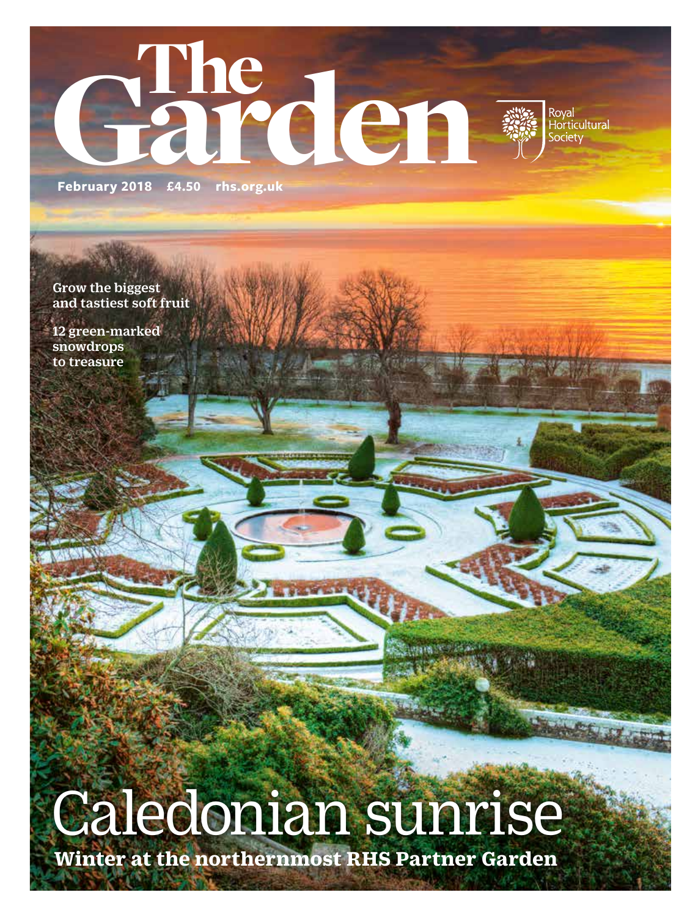# The Garden

Royal Horticultural Society

**February 2018 £4.50 rhs.org.uk**

**Grow the biggest and tastiest soft fruit**

**12 green-marked snowdrops to treasure**

# Caledonian sunrise

**Winter at the northernmost RHS Partner Garden**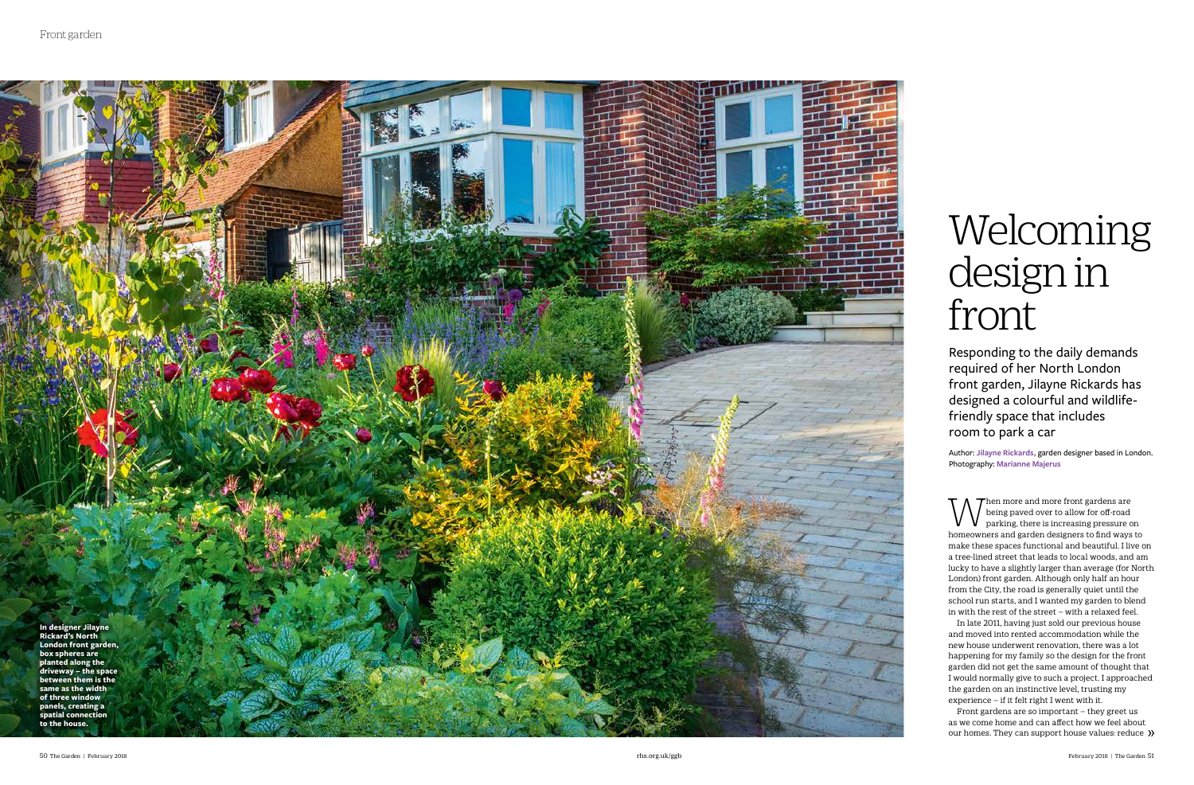# Welcoming design in front

Responding to the daily demands required of her North London front garden, Jilayne Rickards has designed a colourful and wildlife-friendly space that includes room to park a car

Author: **Jilayne Rickards**, garden designer based in London. Photography: **Marianne Majerus**

**In designer Jilayne Rickard's North London front garden, box spheres are planted along the driveway – the space between them is the same as the width of three window panels, creating a spatial connection to the house.**

When more and more front gardens are being paved over to allow for off-road parking, there is increasing pressure on homeowners and garden designers to find ways to make these spaces functional and beautiful. I live on a tree-lined street that leads to local woods, and am lucky to have a slightly larger than average (for North London) front garden. Although only half an hour from the City, the road is generally quiet until the school run starts, and I wanted my garden to blend in with the rest of the street – with a relaxed feel.

In late 2011, having just sold our previous house and moved into rented accommodation while the new house underwent renovation, there was a lot happening for my family so the design for the front garden did not get the same amount of thought that I would normally give to such a project. I approached the garden on an instinctive level, trusting my experience – if it felt right I went with it.

Front gardens are so important – they greet us as we come home and can affect how we feel about our homes. They can support house values: reduce »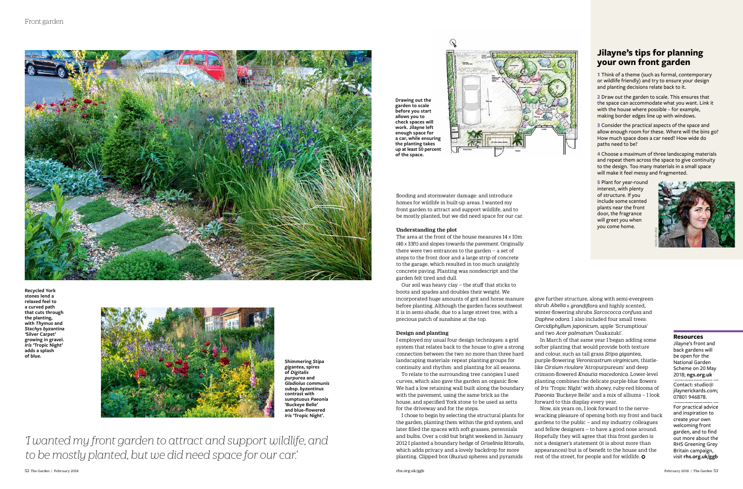Recycled York stones lend a relaxed feel to a curved path that cuts through the planting, with *Thymus* and *Stachys byzantina* 'Silver Carpet' growing in gravel. *Iris* 'Tropic Night' adds a splash of blue.

Shimmering *Stipa gigantea*, spires of *Digitalis purpurea* and *Gladiolus communis* subsp. *byzantinus* contrast with sumptuous *Paeonia* 'Buckeye Belle' and blue-flowered *Iris* 'Tropic Night'.

*'I wanted my front garden to attract and support wildlife, and to be mostly planted, but we did need space for our car.'*

Drawing out the garden to scale before you start allows you to check spaces will work. Jilayne left enough space for a car, while ensuring the planting takes up at least 50 percent of the space.

flooding and stormwater damage; and introduce homes for wildlife in built-up areas. I wanted my front garden to attract and support wildlife, and to be mostly planted, but we did need space for our car.

**Understanding the plot**

The area at the front of the house measures 14 x 10m (46 x 33ft) and slopes towards the pavement. Originally there were two entrances to the garden – a set of steps to the front door and a large strip of concrete to the garage, which resulted in too much unsightly concrete paving. Planting was nondescript and the garden felt tired and dull.

Our soil was heavy clay – the stuff that sticks to boots and spades and doubles their weight. We incorporated huge amounts of grit and horse manure before planting. Although the garden faces southwest it is in semi-shade, due to a large street tree, with a precious patch of sunshine at the top.

**Design and planting**

I employed my usual four design techniques: a grid system that relates back to the house to give a strong connection between the two; no more than three hard landscaping materials; repeat planting groups for continuity and rhythm; and planting for all seasons.

To relate to the surrounding tree canopies I used curves, which also gave the garden an organic flow. We had a low retaining wall built along the boundary with the pavement, using the same brick as the house, and specified York stone to be used as setts for the driveway and for the steps.

I chose to begin by selecting the structural plants for the garden, planting them within the grid system, and later filled the spaces with soft grasses, perennials and bulbs. Over a cold but bright weekend in January 2012 I planted a boundary hedge of *Griselinia littoralis*, which adds privacy and a lovely backdrop for more planting. Clipped box (*Buxus*) spheres and pyramids give further structure, along with semi-evergreen shrub *Abelia* x *grandiflora* and highly scented, winter-flowering shrubs *Sarcococca confusa* and *Daphne odora*. I also included four small trees: *Cercidiphyllum japonicum*, apple 'Scrumptious' and two *Acer palmatum* 'Ōsakazuki'.

In March of that same year I began adding some softer planting that would provide both texture and colour, such as tall grass *Stipa gigantea*, purple-flowering *Veronicastrum virginicum*, thistle-like *Cirsium rivulare* 'Atropurpureum' and deep crimson-flowered *Knautia macedonica*. Lower-level planting combines the delicate purple-blue flowers of *Iris* 'Tropic Night' with showy, ruby-red blooms of *Paeonia* 'Buckeye Belle' and a mix of alliums – I look forward to this display every year.

Now, six years on, I look forward to the nerve-wracking pleasure of opening both my front and back gardens to the public – and my industry colleagues and fellow designers – to have a good nose around. Hopefully they will agree that this front garden is not a designer's statement (it is about more than appearances) but is of benefit to the house and the rest of the street, for people and for wildlife.

## Jilayne's tips for planning your own front garden

**1** Think of a theme (such as formal, contemporary or wildlife friendly) and try to ensure your design and planting decisions relate back to it.

**2** Draw out the garden to scale. This ensures that the space can accommodate what you want. Link it with the house where possible – for example, making border edges line up with windows.

**3** Consider the practical aspects of the space and allow enough room for these. Where will the bins go? How much space does a car need? How wide do paths need to be?

**4** Choose a maximum of three landscaping materials and repeat them across the space to give continuity to the design. Too many materials in a small space will make it feel messy and fragmented.

**5** Plant for year-round interest, with plenty of structure. If you include some scented plants near the front door, the fragrance will greet you when you come home.

### Resources

Jilayne's front and back gardens will be open for the National Garden Scheme on 20 May 2018; **ngs.org.uk**

Contact: studio@jilaynerickards.com; 07801 946878.

For practical advice and inspiration to create your own welcoming front garden, and to find out more about the RHS Greening Grey Britain campaign, visit **rhs.org.uk/ggb**